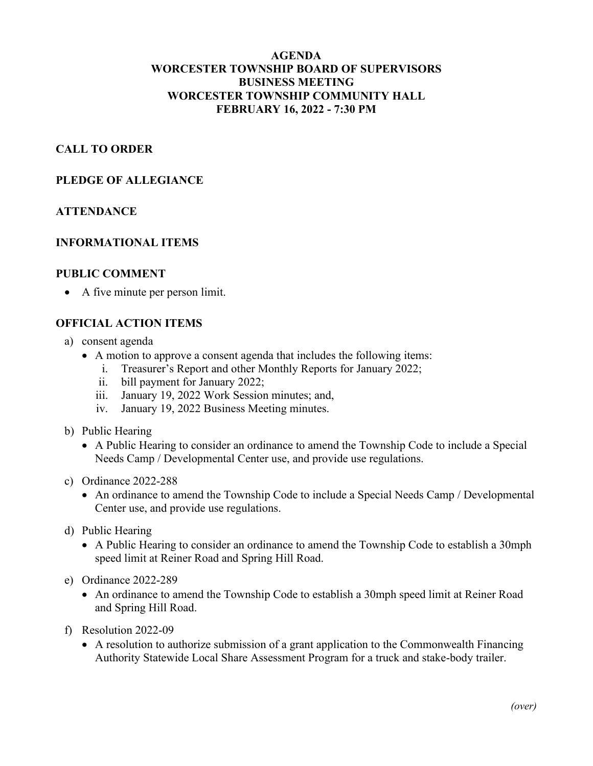# AGENDA
# WORCESTER TOWNSHIP BOARD OF SUPERVISORS
# BUSINESS MEETING
# WORCESTER TOWNSHIP COMMUNITY HALL
# FEBRUARY 16, 2022 - 7:30 PM

## CALL TO ORDER

## PLEDGE OF ALLEGIANCE

## ATTENDANCE

## INFORMATIONAL ITEMS

## PUBLIC COMMENT

- A five minute per person limit.

## OFFICIAL ACTION ITEMS

a) consent agenda
   - A motion to approve a consent agenda that includes the following items:
      i. Treasurer's Report and other Monthly Reports for January 2022;
      ii. bill payment for January 2022;
      iii. January 19, 2022 Work Session minutes; and,
      iv. January 19, 2022 Business Meeting minutes.

b) Public Hearing
   - A Public Hearing to consider an ordinance to amend the Township Code to include a Special Needs Camp / Developmental Center use, and provide use regulations.

c) Ordinance 2022-288
   - An ordinance to amend the Township Code to include a Special Needs Camp / Developmental Center use, and provide use regulations.

d) Public Hearing
   - A Public Hearing to consider an ordinance to amend the Township Code to establish a 30mph speed limit at Reiner Road and Spring Hill Road.

e) Ordinance 2022-289
   - An ordinance to amend the Township Code to establish a 30mph speed limit at Reiner Road and Spring Hill Road.

f) Resolution 2022-09
   - A resolution to authorize submission of a grant application to the Commonwealth Financing Authority Statewide Local Share Assessment Program for a truck and stake-body trailer.

*(over)*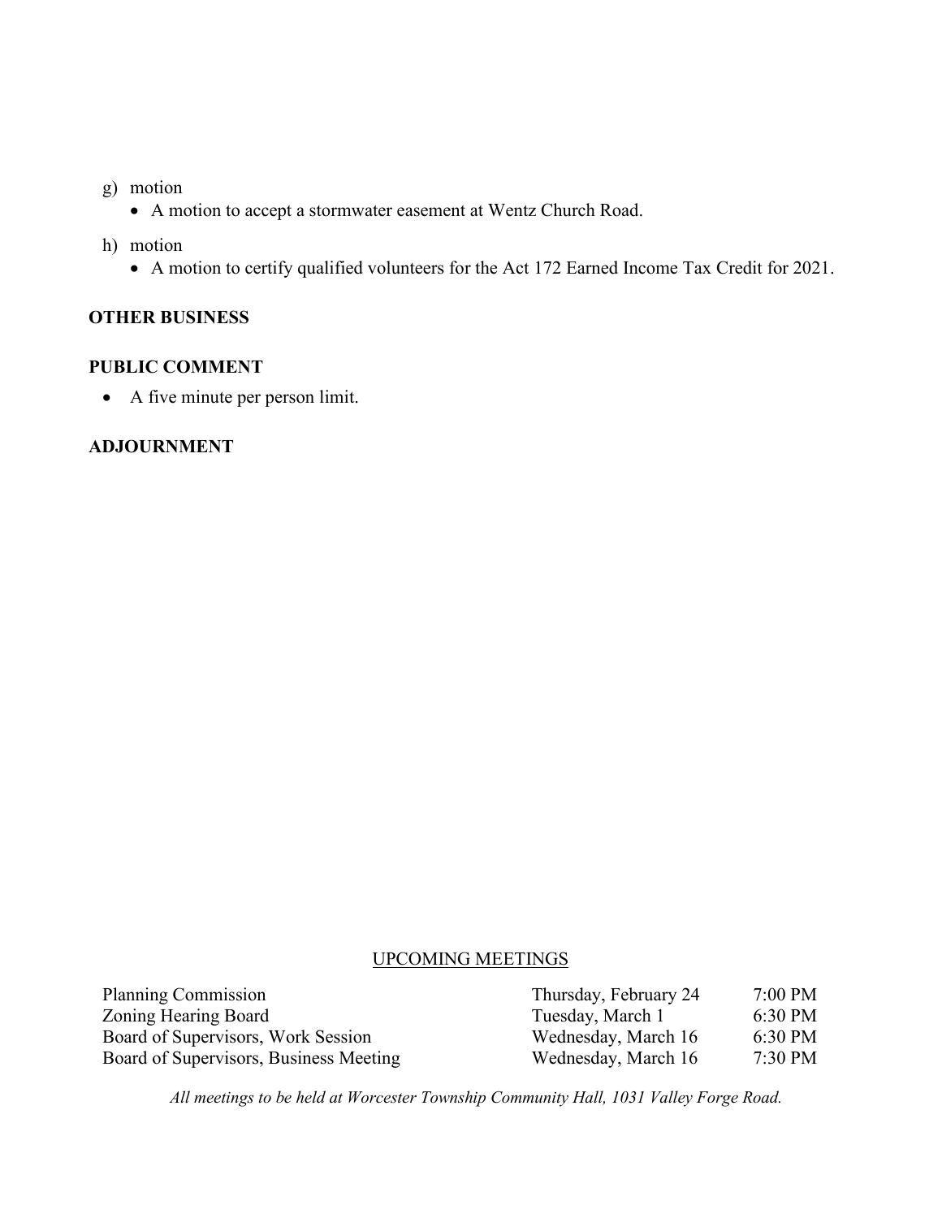g) motion
   - A motion to accept a stormwater easement at Wentz Church Road.

h) motion
   - A motion to certify qualified volunteers for the Act 172 Earned Income Tax Credit for 2021.

**OTHER BUSINESS**

**PUBLIC COMMENT**

- A five minute per person limit.

**ADJOURNMENT**

UPCOMING MEETINGS

| | | |
|---|---|---|
| Planning Commission | Thursday, February 24 | 7:00 PM |
| Zoning Hearing Board | Tuesday, March 1 | 6:30 PM |
| Board of Supervisors, Work Session | Wednesday, March 16 | 6:30 PM |
| Board of Supervisors, Business Meeting | Wednesday, March 16 | 7:30 PM |

*All meetings to be held at Worcester Township Community Hall, 1031 Valley Forge Road.*